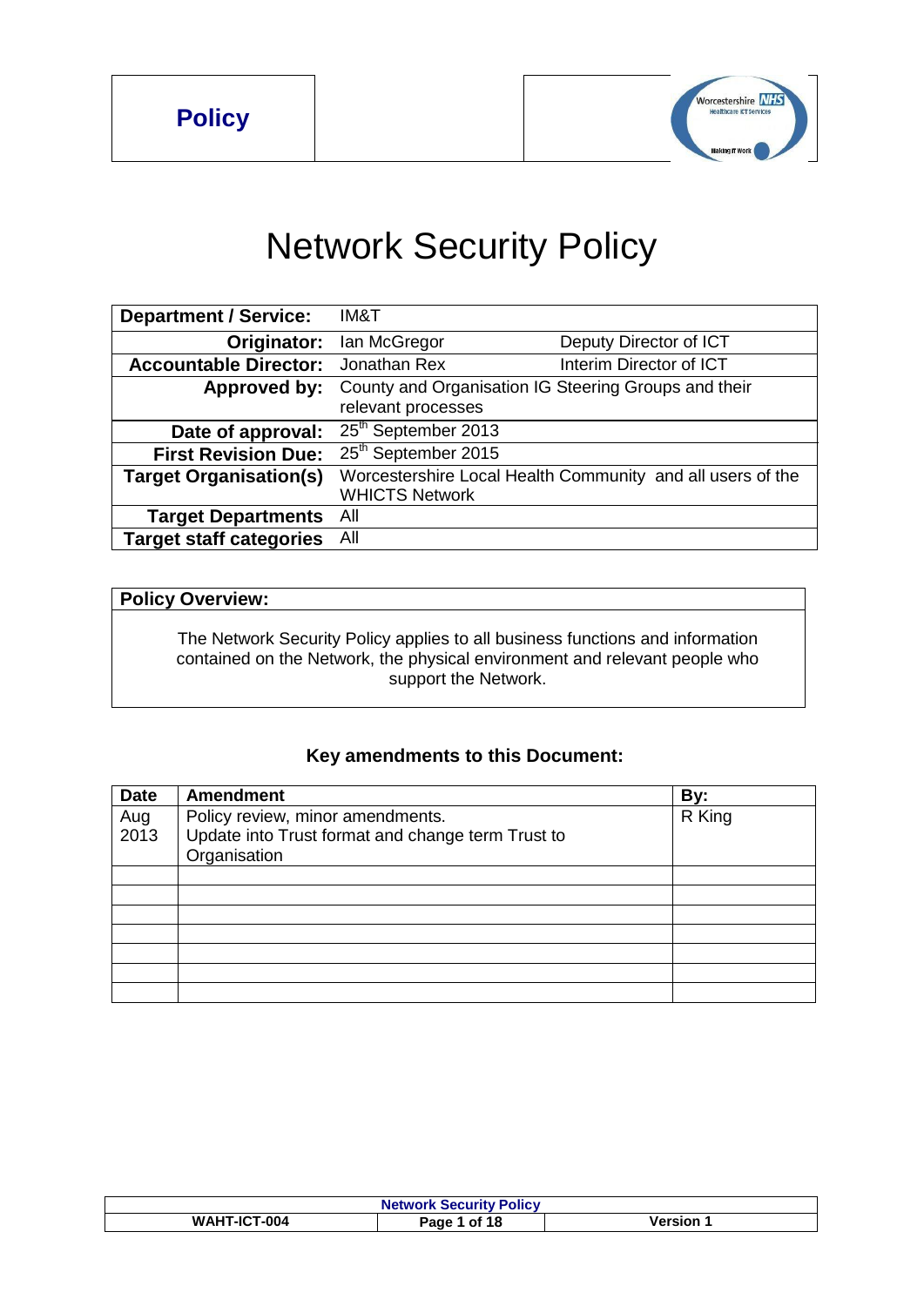**Policy**

# Network Security Policy

| **Department / Service:** | IM&T | |
|---|---|---|
| **Originator:** | Ian McGregor | Deputy Director of ICT |
| **Accountable Director:** | Jonathan Rex | Interim Director of ICT |
| **Approved by:** | County and Organisation IG Steering Groups and their relevant processes | |
| **Date of approval:** | 25th September 2013 | |
| **First Revision Due:** | 25th September 2015 | |
| **Target Organisation(s)** | Worcestershire Local Health Community and all users of the WHICTS Network | |
| **Target Departments** | All | |
| **Target staff categories** | All | |

| **Policy Overview:** |
|---|
| The Network Security Policy applies to all business functions and information contained on the Network, the physical environment and relevant people who support the Network. |

### Key amendments to this Document:

| Date | Amendment | By: |
|---|---|---|
| Aug 2013 | Policy review, minor amendments.<br>Update into Trust format and change term Trust to Organisation | R King |
| | | |
| | | |
| | | |
| | | |
| | | |
| | | |
| | | |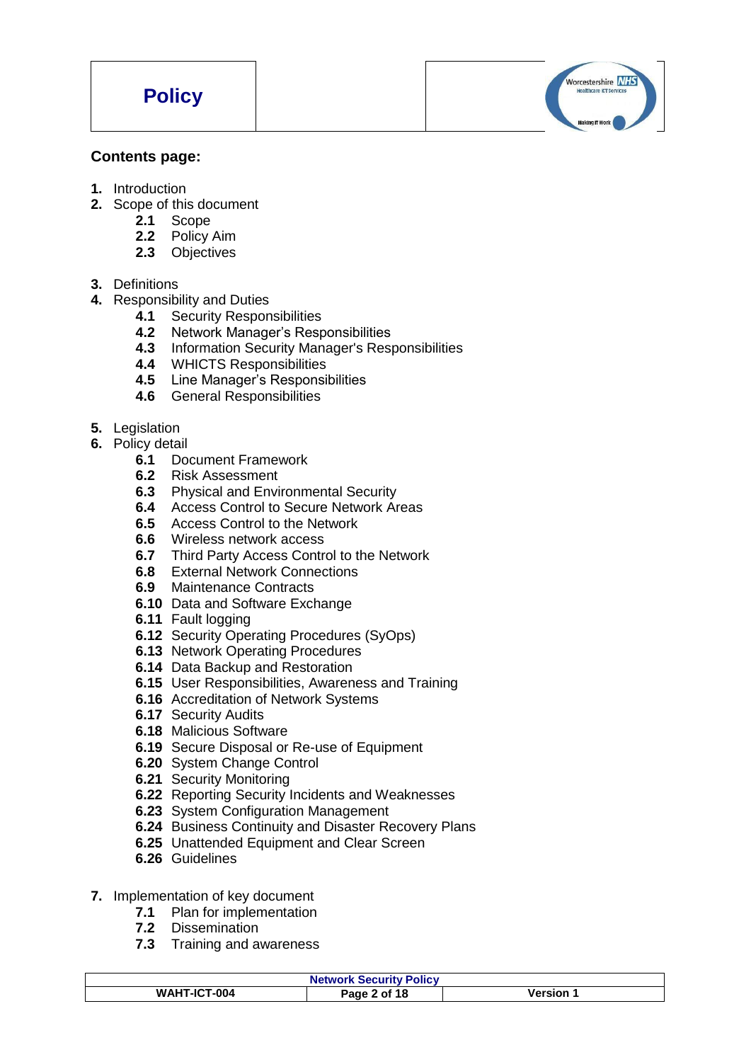**Policy**

## Contents page:

1. Introduction
2. Scope of this document
   - **2.1** Scope
   - **2.2** Policy Aim
   - **2.3** Objectives
3. Definitions
4. Responsibility and Duties
   - **4.1** Security Responsibilities
   - **4.2** Network Manager's Responsibilities
   - **4.3** Information Security Manager's Responsibilities
   - **4.4** WHICTS Responsibilities
   - **4.5** Line Manager's Responsibilities
   - **4.6** General Responsibilities
5. Legislation
6. Policy detail
   - **6.1** Document Framework
   - **6.2** Risk Assessment
   - **6.3** Physical and Environmental Security
   - **6.4** Access Control to Secure Network Areas
   - **6.5** Access Control to the Network
   - **6.6** Wireless network access
   - **6.7** Third Party Access Control to the Network
   - **6.8** External Network Connections
   - **6.9** Maintenance Contracts
   - **6.10** Data and Software Exchange
   - **6.11** Fault logging
   - **6.12** Security Operating Procedures (SyOps)
   - **6.13** Network Operating Procedures
   - **6.14** Data Backup and Restoration
   - **6.15** User Responsibilities, Awareness and Training
   - **6.16** Accreditation of Network Systems
   - **6.17** Security Audits
   - **6.18** Malicious Software
   - **6.19** Secure Disposal or Re-use of Equipment
   - **6.20** System Change Control
   - **6.21** Security Monitoring
   - **6.22** Reporting Security Incidents and Weaknesses
   - **6.23** System Configuration Management
   - **6.24** Business Continuity and Disaster Recovery Plans
   - **6.25** Unattended Equipment and Clear Screen
   - **6.26** Guidelines
7. Implementation of key document
   - **7.1** Plan for implementation
   - **7.2** Dissemination
   - **7.3** Training and awareness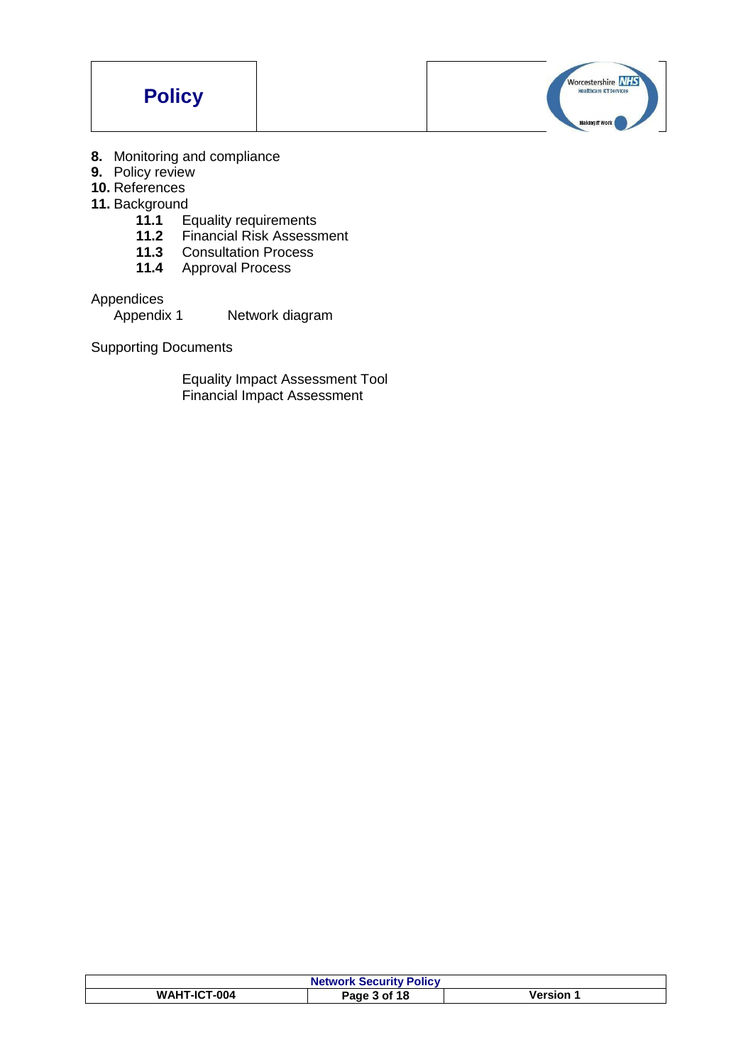**8.** Monitoring and compliance
**9.** Policy review
**10.** References
**11.** Background
- **11.1** Equality requirements
- **11.2** Financial Risk Assessment
- **11.3** Consultation Process
- **11.4** Approval Process

Appendices
Appendix 1 Network diagram

Supporting Documents

Equality Impact Assessment Tool
Financial Impact Assessment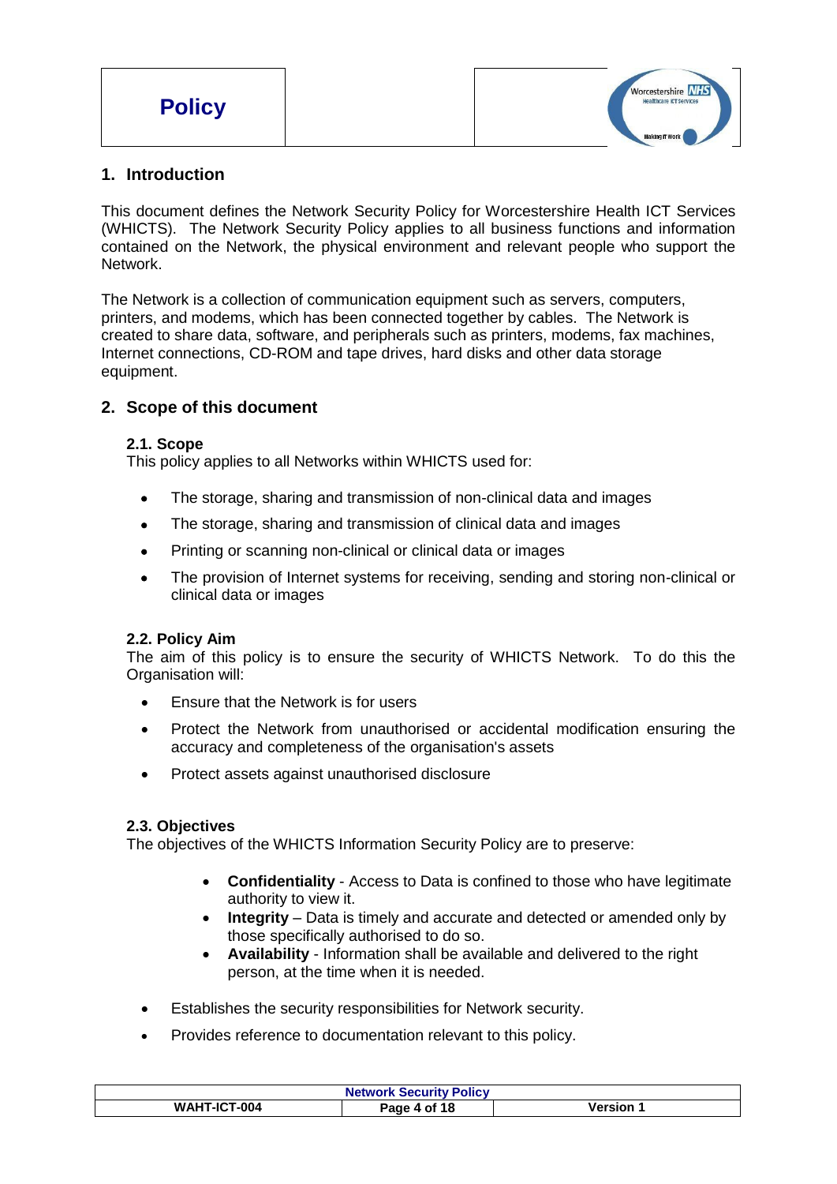## 1. Introduction

This document defines the Network Security Policy for Worcestershire Health ICT Services (WHICTS). The Network Security Policy applies to all business functions and information contained on the Network, the physical environment and relevant people who support the Network.

The Network is a collection of communication equipment such as servers, computers, printers, and modems, which has been connected together by cables. The Network is created to share data, software, and peripherals such as printers, modems, fax machines, Internet connections, CD-ROM and tape drives, hard disks and other data storage equipment.

## 2. Scope of this document

### 2.1. Scope

This policy applies to all Networks within WHICTS used for:

- The storage, sharing and transmission of non-clinical data and images
- The storage, sharing and transmission of clinical data and images
- Printing or scanning non-clinical or clinical data or images
- The provision of Internet systems for receiving, sending and storing non-clinical or clinical data or images

### 2.2. Policy Aim

The aim of this policy is to ensure the security of WHICTS Network. To do this the Organisation will:

- Ensure that the Network is for users
- Protect the Network from unauthorised or accidental modification ensuring the accuracy and completeness of the organisation's assets
- Protect assets against unauthorised disclosure

### 2.3. Objectives

The objectives of the WHICTS Information Security Policy are to preserve:

- **Confidentiality** - Access to Data is confined to those who have legitimate authority to view it.
- **Integrity** – Data is timely and accurate and detected or amended only by those specifically authorised to do so.
- **Availability** - Information shall be available and delivered to the right person, at the time when it is needed.

- Establishes the security responsibilities for Network security.
- Provides reference to documentation relevant to this policy.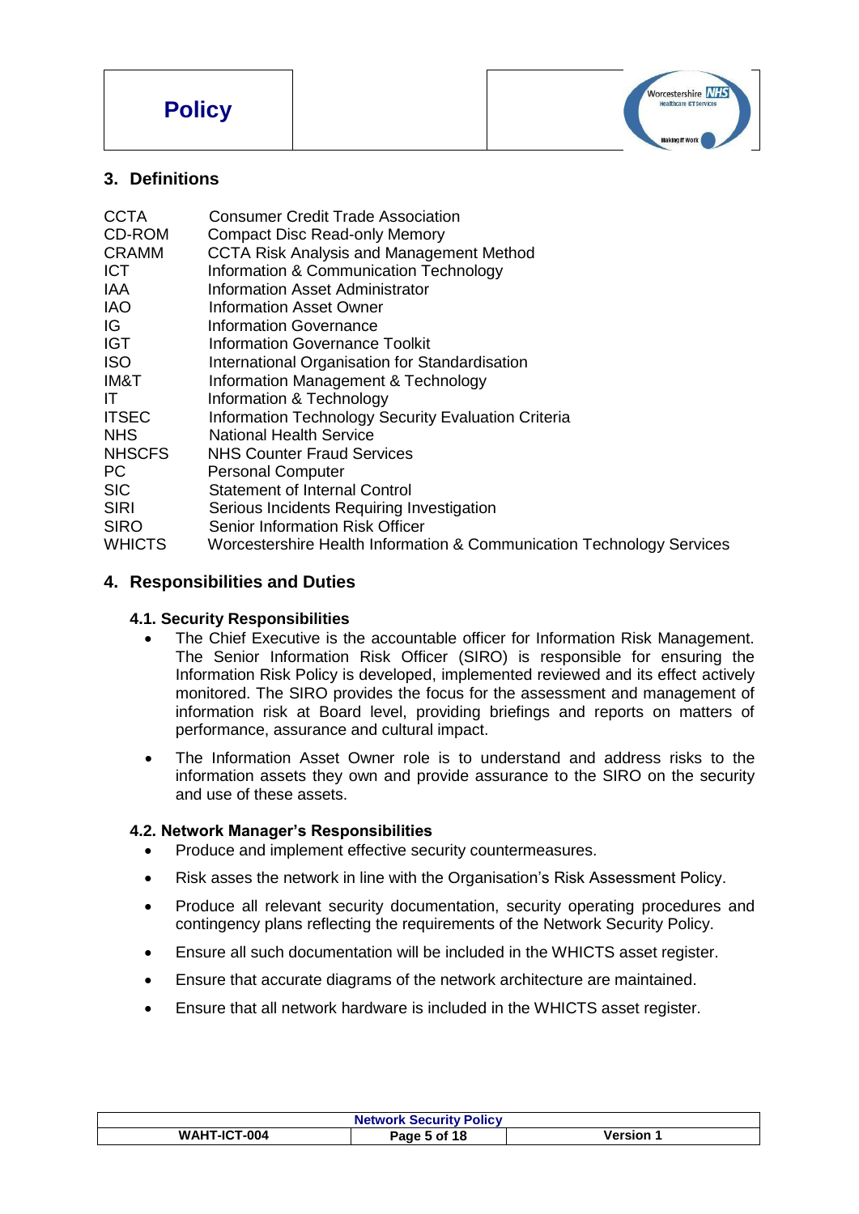## 3. Definitions

| | |
|---|---|
| CCTA | Consumer Credit Trade Association |
| CD-ROM | Compact Disc Read-only Memory |
| CRAMM | CCTA Risk Analysis and Management Method |
| ICT | Information & Communication Technology |
| IAA | Information Asset Administrator |
| IAO | Information Asset Owner |
| IG | Information Governance |
| IGT | Information Governance Toolkit |
| ISO | International Organisation for Standardisation |
| IM&T | Information Management & Technology |
| IT | Information & Technology |
| ITSEC | Information Technology Security Evaluation Criteria |
| NHS | National Health Service |
| NHSCFS | NHS Counter Fraud Services |
| PC | Personal Computer |
| SIC | Statement of Internal Control |
| SIRI | Serious Incidents Requiring Investigation |
| SIRO | Senior Information Risk Officer |
| WHICTS | Worcestershire Health Information & Communication Technology Services |

## 4. Responsibilities and Duties

### 4.1. Security Responsibilities

- The Chief Executive is the accountable officer for Information Risk Management. The Senior Information Risk Officer (SIRO) is responsible for ensuring the Information Risk Policy is developed, implemented reviewed and its effect actively monitored. The SIRO provides the focus for the assessment and management of information risk at Board level, providing briefings and reports on matters of performance, assurance and cultural impact.
- The Information Asset Owner role is to understand and address risks to the information assets they own and provide assurance to the SIRO on the security and use of these assets.

### 4.2. Network Manager's Responsibilities

- Produce and implement effective security countermeasures.
- Risk asses the network in line with the Organisation's Risk Assessment Policy.
- Produce all relevant security documentation, security operating procedures and contingency plans reflecting the requirements of the Network Security Policy.
- Ensure all such documentation will be included in the WHICTS asset register.
- Ensure that accurate diagrams of the network architecture are maintained.
- Ensure that all network hardware is included in the WHICTS asset register.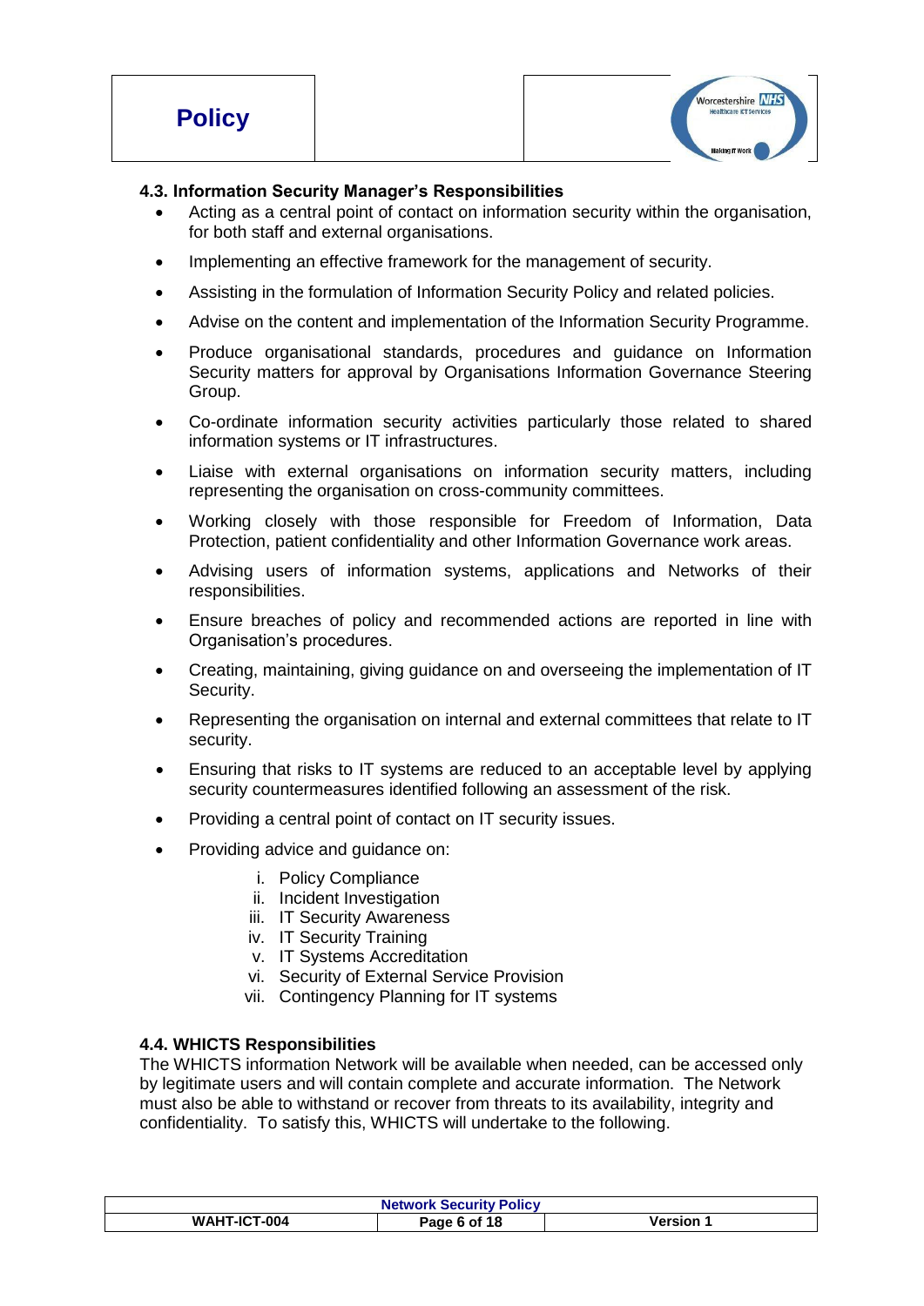### 4.3. Information Security Manager's Responsibilities

- Acting as a central point of contact on information security within the organisation, for both staff and external organisations.
- Implementing an effective framework for the management of security.
- Assisting in the formulation of Information Security Policy and related policies.
- Advise on the content and implementation of the Information Security Programme.
- Produce organisational standards, procedures and guidance on Information Security matters for approval by Organisations Information Governance Steering Group.
- Co-ordinate information security activities particularly those related to shared information systems or IT infrastructures.
- Liaise with external organisations on information security matters, including representing the organisation on cross-community committees.
- Working closely with those responsible for Freedom of Information, Data Protection, patient confidentiality and other Information Governance work areas.
- Advising users of information systems, applications and Networks of their responsibilities.
- Ensure breaches of policy and recommended actions are reported in line with Organisation's procedures.
- Creating, maintaining, giving guidance on and overseeing the implementation of IT Security.
- Representing the organisation on internal and external committees that relate to IT security.
- Ensuring that risks to IT systems are reduced to an acceptable level by applying security countermeasures identified following an assessment of the risk.
- Providing a central point of contact on IT security issues.
- Providing advice and guidance on:
    i. Policy Compliance
    ii. Incident Investigation
    iii. IT Security Awareness
    iv. IT Security Training
    v. IT Systems Accreditation
    vi. Security of External Service Provision
    vii. Contingency Planning for IT systems

### 4.4. WHICTS Responsibilities

The WHICTS information Network will be available when needed, can be accessed only by legitimate users and will contain complete and accurate information. The Network must also be able to withstand or recover from threats to its availability, integrity and confidentiality. To satisfy this, WHICTS will undertake to the following.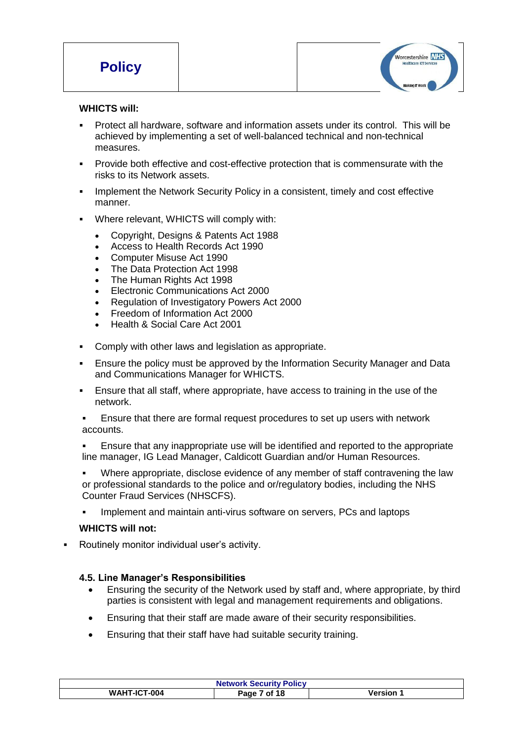**WHICTS will:**

- Protect all hardware, software and information assets under its control. This will be achieved by implementing a set of well-balanced technical and non-technical measures.
- Provide both effective and cost-effective protection that is commensurate with the risks to its Network assets.
- Implement the Network Security Policy in a consistent, timely and cost effective manner.
- Where relevant, WHICTS will comply with:
  - Copyright, Designs & Patents Act 1988
  - Access to Health Records Act 1990
  - Computer Misuse Act 1990
  - The Data Protection Act 1998
  - The Human Rights Act 1998
  - Electronic Communications Act 2000
  - Regulation of Investigatory Powers Act 2000
  - Freedom of Information Act 2000
  - Health & Social Care Act 2001
- Comply with other laws and legislation as appropriate.
- Ensure the policy must be approved by the Information Security Manager and Data and Communications Manager for WHICTS.
- Ensure that all staff, where appropriate, have access to training in the use of the network.
- Ensure that there are formal request procedures to set up users with network accounts.
- Ensure that any inappropriate use will be identified and reported to the appropriate line manager, IG Lead Manager, Caldicott Guardian and/or Human Resources.
- Where appropriate, disclose evidence of any member of staff contravening the law or professional standards to the police and or/regulatory bodies, including the NHS Counter Fraud Services (NHSCFS).
- Implement and maintain anti-virus software on servers, PCs and laptops

**WHICTS will not:**

- Routinely monitor individual user's activity.

### 4.5. Line Manager's Responsibilities

- Ensuring the security of the Network used by staff and, where appropriate, by third parties is consistent with legal and management requirements and obligations.
- Ensuring that their staff are made aware of their security responsibilities.
- Ensuring that their staff have had suitable security training.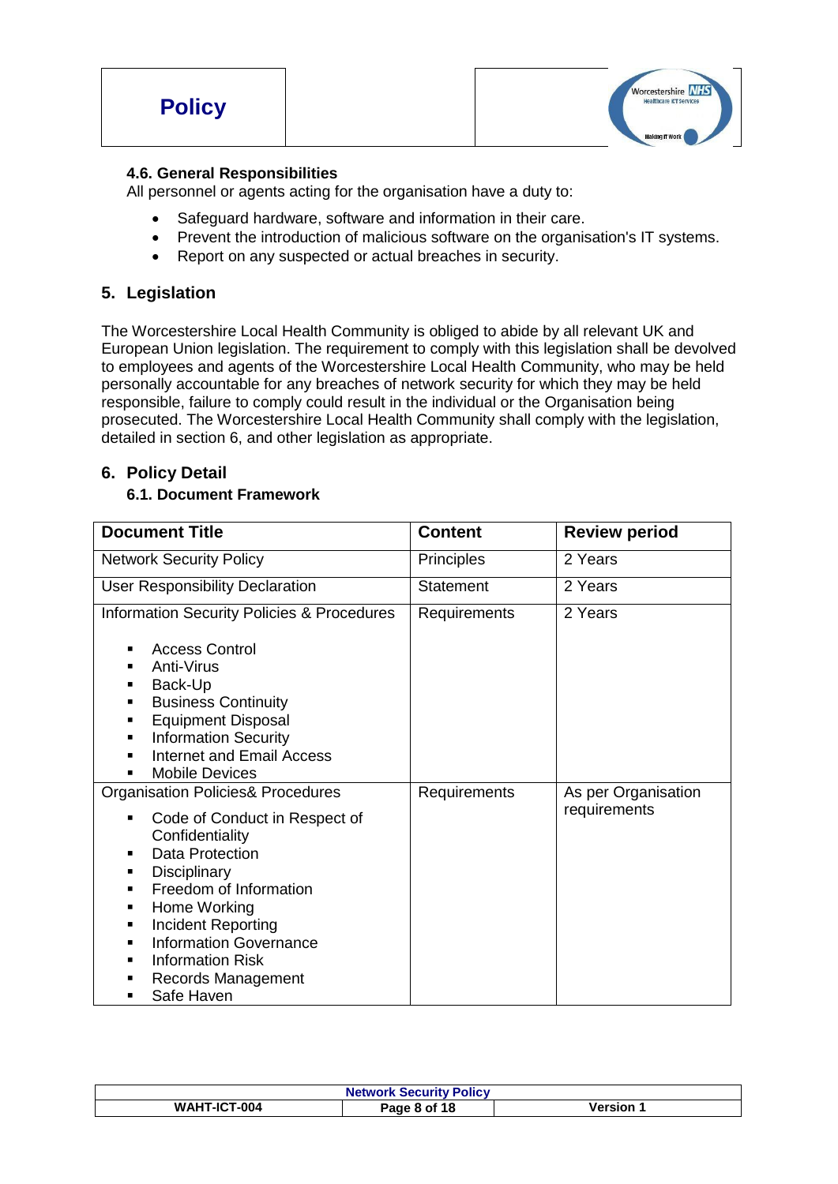### 4.6. General Responsibilities

All personnel or agents acting for the organisation have a duty to:

- Safeguard hardware, software and information in their care.
- Prevent the introduction of malicious software on the organisation's IT systems.
- Report on any suspected or actual breaches in security.

## 5. Legislation

The Worcestershire Local Health Community is obliged to abide by all relevant UK and European Union legislation. The requirement to comply with this legislation shall be devolved to employees and agents of the Worcestershire Local Health Community, who may be held personally accountable for any breaches of network security for which they may be held responsible, failure to comply could result in the individual or the Organisation being prosecuted. The Worcestershire Local Health Community shall comply with the legislation, detailed in section 6, and other legislation as appropriate.

## 6. Policy Detail

### 6.1. Document Framework

| Document Title | Content | Review period |
|---|---|---|
| Network Security Policy | Principles | 2 Years |
| User Responsibility Declaration | Statement | 2 Years |
| Information Security Policies & Procedures<br>▪ Access Control<br>▪ Anti-Virus<br>▪ Back-Up<br>▪ Business Continuity<br>▪ Equipment Disposal<br>▪ Information Security<br>▪ Internet and Email Access<br>▪ Mobile Devices | Requirements | 2 Years |
| Organisation Policies& Procedures<br>▪ Code of Conduct in Respect of Confidentiality<br>▪ Data Protection<br>▪ Disciplinary<br>▪ Freedom of Information<br>▪ Home Working<br>▪ Incident Reporting<br>▪ Information Governance<br>▪ Information Risk<br>▪ Records Management<br>▪ Safe Haven | Requirements | As per Organisation requirements |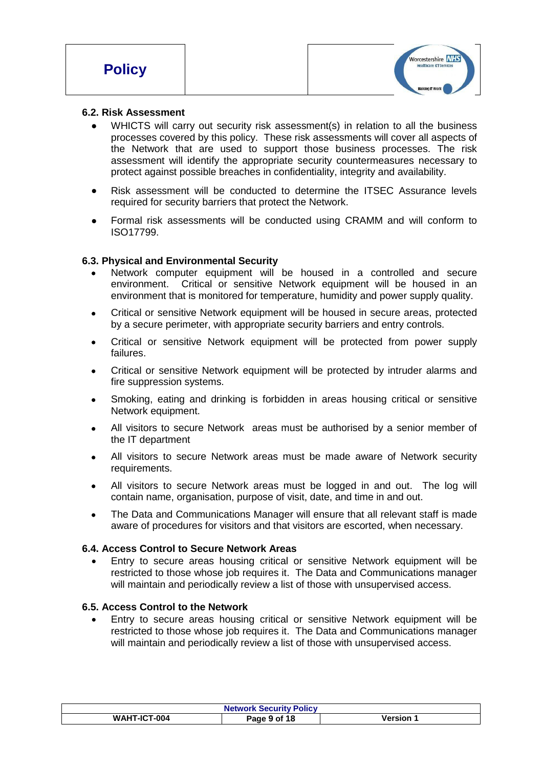### 6.2. Risk Assessment

- WHICTS will carry out security risk assessment(s) in relation to all the business processes covered by this policy. These risk assessments will cover all aspects of the Network that are used to support those business processes. The risk assessment will identify the appropriate security countermeasures necessary to protect against possible breaches in confidentiality, integrity and availability.
- Risk assessment will be conducted to determine the ITSEC Assurance levels required for security barriers that protect the Network.
- Formal risk assessments will be conducted using CRAMM and will conform to ISO17799.

### 6.3. Physical and Environmental Security

- Network computer equipment will be housed in a controlled and secure environment. Critical or sensitive Network equipment will be housed in an environment that is monitored for temperature, humidity and power supply quality.
- Critical or sensitive Network equipment will be housed in secure areas, protected by a secure perimeter, with appropriate security barriers and entry controls.
- Critical or sensitive Network equipment will be protected from power supply failures.
- Critical or sensitive Network equipment will be protected by intruder alarms and fire suppression systems.
- Smoking, eating and drinking is forbidden in areas housing critical or sensitive Network equipment.
- All visitors to secure Network areas must be authorised by a senior member of the IT department
- All visitors to secure Network areas must be made aware of Network security requirements.
- All visitors to secure Network areas must be logged in and out. The log will contain name, organisation, purpose of visit, date, and time in and out.
- The Data and Communications Manager will ensure that all relevant staff is made aware of procedures for visitors and that visitors are escorted, when necessary.

### 6.4. Access Control to Secure Network Areas

- Entry to secure areas housing critical or sensitive Network equipment will be restricted to those whose job requires it. The Data and Communications manager will maintain and periodically review a list of those with unsupervised access.

### 6.5. Access Control to the Network

- Entry to secure areas housing critical or sensitive Network equipment will be restricted to those whose job requires it. The Data and Communications manager will maintain and periodically review a list of those with unsupervised access.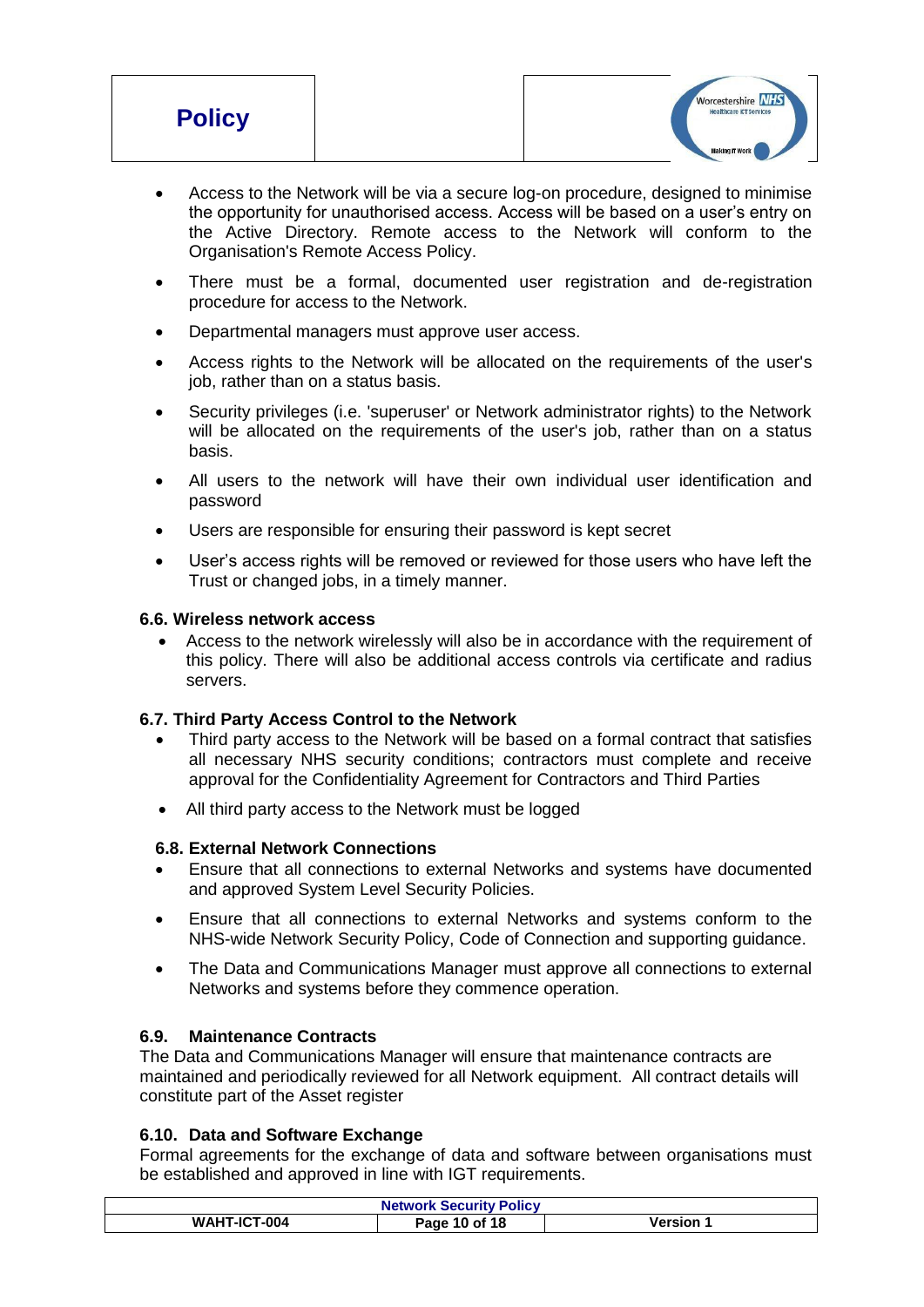- Access to the Network will be via a secure log-on procedure, designed to minimise the opportunity for unauthorised access. Access will be based on a user's entry on the Active Directory. Remote access to the Network will conform to the Organisation's Remote Access Policy.
- There must be a formal, documented user registration and de-registration procedure for access to the Network.
- Departmental managers must approve user access.
- Access rights to the Network will be allocated on the requirements of the user's job, rather than on a status basis.
- Security privileges (i.e. 'superuser' or Network administrator rights) to the Network will be allocated on the requirements of the user's job, rather than on a status basis.
- All users to the network will have their own individual user identification and password
- Users are responsible for ensuring their password is kept secret
- User's access rights will be removed or reviewed for those users who have left the Trust or changed jobs, in a timely manner.

### 6.6. Wireless network access

- Access to the network wirelessly will also be in accordance with the requirement of this policy. There will also be additional access controls via certificate and radius servers.

### 6.7. Third Party Access Control to the Network

- Third party access to the Network will be based on a formal contract that satisfies all necessary NHS security conditions; contractors must complete and receive approval for the Confidentiality Agreement for Contractors and Third Parties
- All third party access to the Network must be logged

### 6.8. External Network Connections

- Ensure that all connections to external Networks and systems have documented and approved System Level Security Policies.
- Ensure that all connections to external Networks and systems conform to the NHS-wide Network Security Policy, Code of Connection and supporting guidance.
- The Data and Communications Manager must approve all connections to external Networks and systems before they commence operation.

### 6.9. Maintenance Contracts

The Data and Communications Manager will ensure that maintenance contracts are maintained and periodically reviewed for all Network equipment. All contract details will constitute part of the Asset register

### 6.10. Data and Software Exchange

Formal agreements for the exchange of data and software between organisations must be established and approved in line with IGT requirements.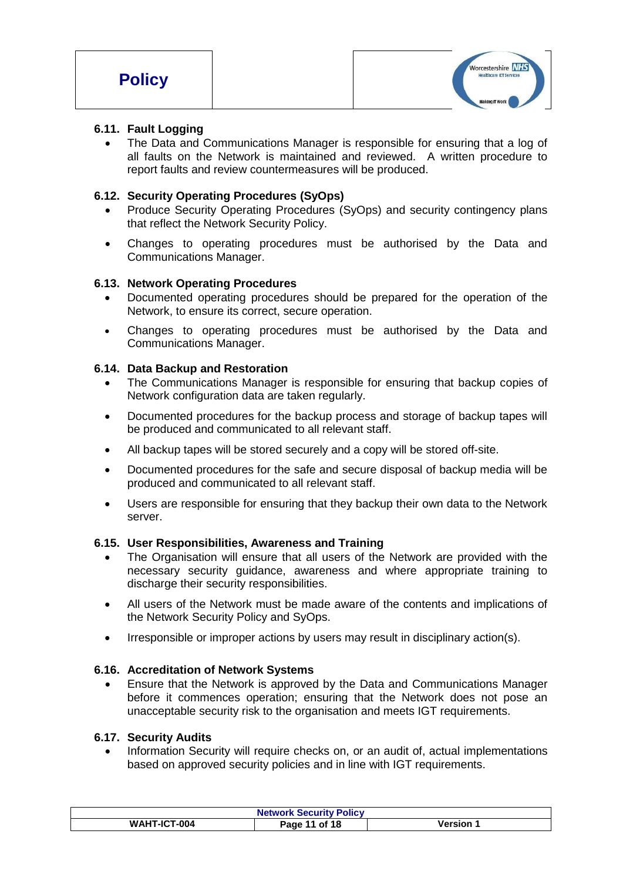### 6.11. Fault Logging

- The Data and Communications Manager is responsible for ensuring that a log of all faults on the Network is maintained and reviewed. A written procedure to report faults and review countermeasures will be produced.

### 6.12. Security Operating Procedures (SyOps)

- Produce Security Operating Procedures (SyOps) and security contingency plans that reflect the Network Security Policy.
- Changes to operating procedures must be authorised by the Data and Communications Manager.

### 6.13. Network Operating Procedures

- Documented operating procedures should be prepared for the operation of the Network, to ensure its correct, secure operation.
- Changes to operating procedures must be authorised by the Data and Communications Manager.

### 6.14. Data Backup and Restoration

- The Communications Manager is responsible for ensuring that backup copies of Network configuration data are taken regularly.
- Documented procedures for the backup process and storage of backup tapes will be produced and communicated to all relevant staff.
- All backup tapes will be stored securely and a copy will be stored off-site.
- Documented procedures for the safe and secure disposal of backup media will be produced and communicated to all relevant staff.
- Users are responsible for ensuring that they backup their own data to the Network server.

### 6.15. User Responsibilities, Awareness and Training

- The Organisation will ensure that all users of the Network are provided with the necessary security guidance, awareness and where appropriate training to discharge their security responsibilities.
- All users of the Network must be made aware of the contents and implications of the Network Security Policy and SyOps.
- Irresponsible or improper actions by users may result in disciplinary action(s).

### 6.16. Accreditation of Network Systems

- Ensure that the Network is approved by the Data and Communications Manager before it commences operation; ensuring that the Network does not pose an unacceptable security risk to the organisation and meets IGT requirements.

### 6.17. Security Audits

- Information Security will require checks on, or an audit of, actual implementations based on approved security policies and in line with IGT requirements.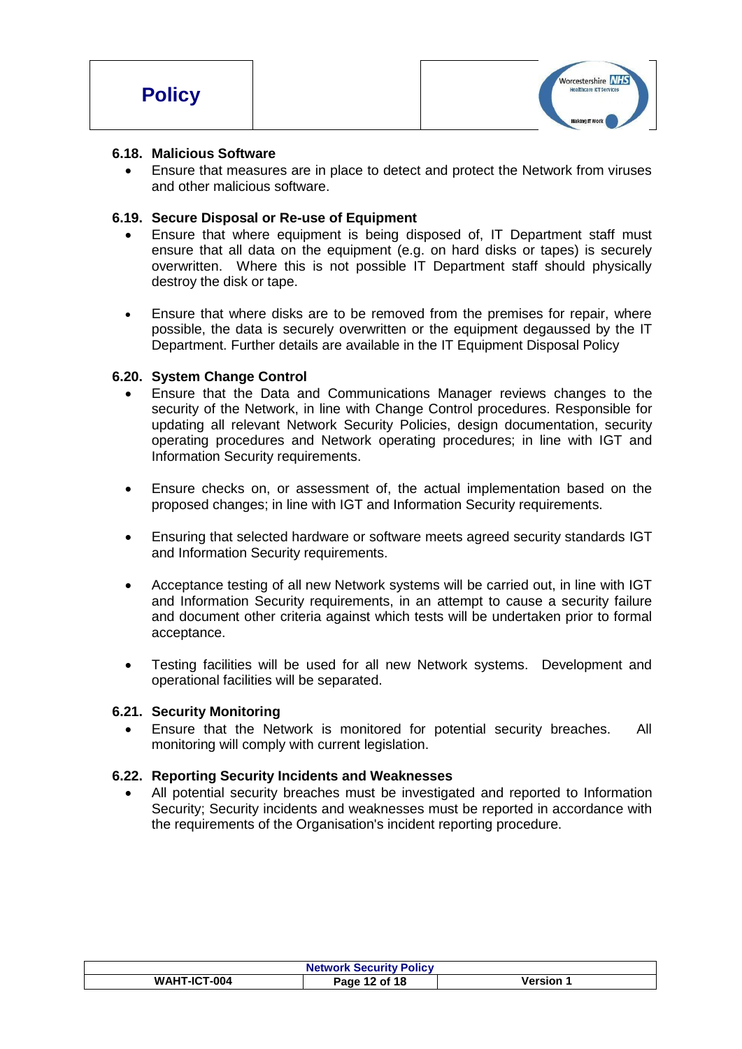### 6.18. Malicious Software

- Ensure that measures are in place to detect and protect the Network from viruses and other malicious software.

### 6.19. Secure Disposal or Re-use of Equipment

- Ensure that where equipment is being disposed of, IT Department staff must ensure that all data on the equipment (e.g. on hard disks or tapes) is securely overwritten. Where this is not possible IT Department staff should physically destroy the disk or tape.

- Ensure that where disks are to be removed from the premises for repair, where possible, the data is securely overwritten or the equipment degaussed by the IT Department. Further details are available in the IT Equipment Disposal Policy

### 6.20. System Change Control

- Ensure that the Data and Communications Manager reviews changes to the security of the Network, in line with Change Control procedures. Responsible for updating all relevant Network Security Policies, design documentation, security operating procedures and Network operating procedures; in line with IGT and Information Security requirements.

- Ensure checks on, or assessment of, the actual implementation based on the proposed changes; in line with IGT and Information Security requirements.

- Ensuring that selected hardware or software meets agreed security standards IGT and Information Security requirements.

- Acceptance testing of all new Network systems will be carried out, in line with IGT and Information Security requirements, in an attempt to cause a security failure and document other criteria against which tests will be undertaken prior to formal acceptance.

- Testing facilities will be used for all new Network systems. Development and operational facilities will be separated.

### 6.21. Security Monitoring

- Ensure that the Network is monitored for potential security breaches. All monitoring will comply with current legislation.

### 6.22. Reporting Security Incidents and Weaknesses

- All potential security breaches must be investigated and reported to Information Security; Security incidents and weaknesses must be reported in accordance with the requirements of the Organisation's incident reporting procedure.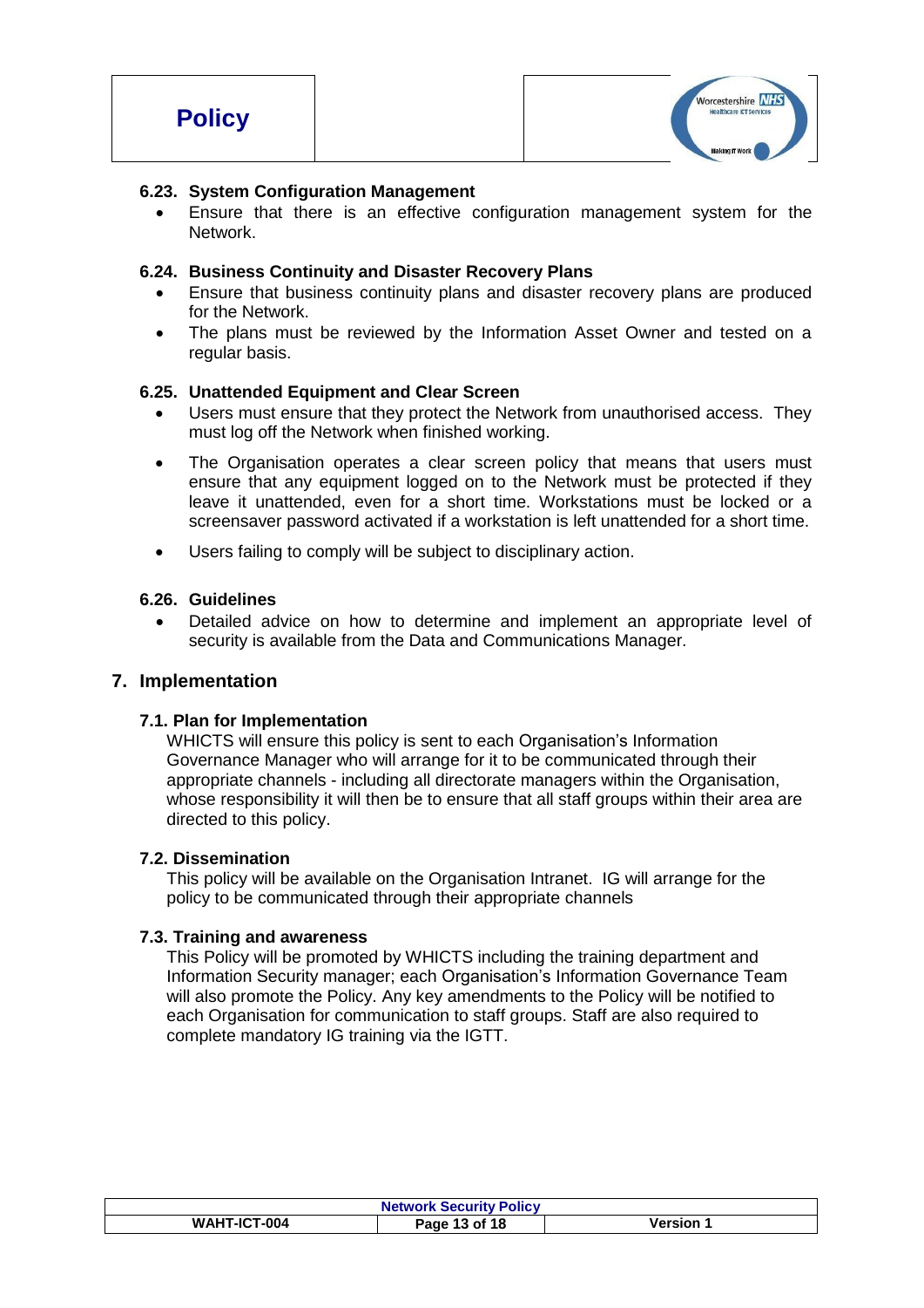### 6.23. System Configuration Management

- Ensure that there is an effective configuration management system for the Network.

### 6.24. Business Continuity and Disaster Recovery Plans

- Ensure that business continuity plans and disaster recovery plans are produced for the Network.
- The plans must be reviewed by the Information Asset Owner and tested on a regular basis.

### 6.25. Unattended Equipment and Clear Screen

- Users must ensure that they protect the Network from unauthorised access. They must log off the Network when finished working.
- The Organisation operates a clear screen policy that means that users must ensure that any equipment logged on to the Network must be protected if they leave it unattended, even for a short time. Workstations must be locked or a screensaver password activated if a workstation is left unattended for a short time.
- Users failing to comply will be subject to disciplinary action.

### 6.26. Guidelines

- Detailed advice on how to determine and implement an appropriate level of security is available from the Data and Communications Manager.

## 7. Implementation

### 7.1. Plan for Implementation

WHICTS will ensure this policy is sent to each Organisation's Information Governance Manager who will arrange for it to be communicated through their appropriate channels - including all directorate managers within the Organisation, whose responsibility it will then be to ensure that all staff groups within their area are directed to this policy.

### 7.2. Dissemination

This policy will be available on the Organisation Intranet. IG will arrange for the policy to be communicated through their appropriate channels

### 7.3. Training and awareness

This Policy will be promoted by WHICTS including the training department and Information Security manager; each Organisation's Information Governance Team will also promote the Policy. Any key amendments to the Policy will be notified to each Organisation for communication to staff groups. Staff are also required to complete mandatory IG training via the IGTT.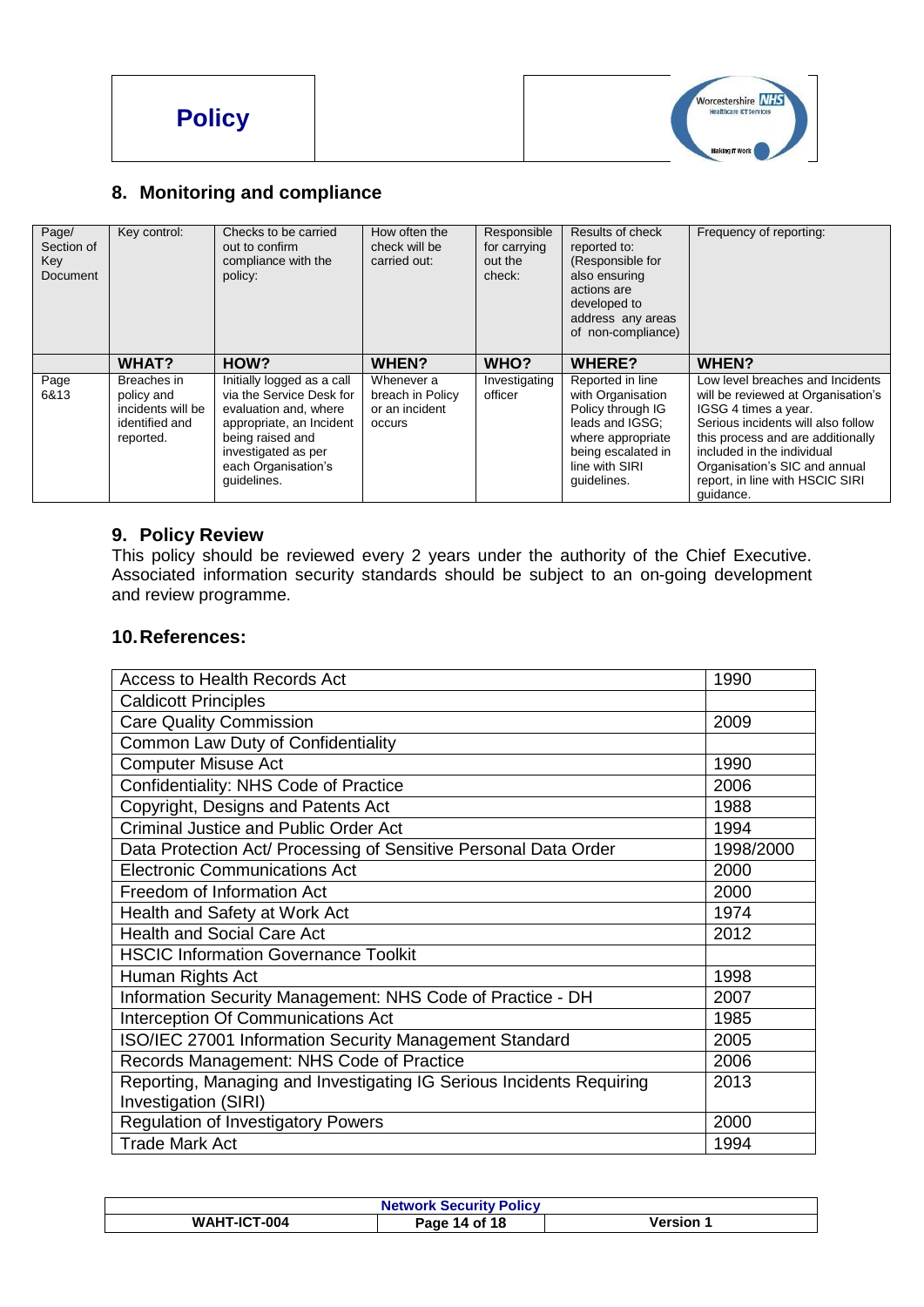## 8. Monitoring and compliance

| Page/ Section of Key Document | Key control: | Checks to be carried out to confirm compliance with the policy: | How often the check will be carried out: | Responsible for carrying out the check: | Results of check reported to: (Responsible for also ensuring actions are developed to address any areas of non-compliance) | Frequency of reporting: |
|---|---|---|---|---|---|---|
| | **WHAT?** | **HOW?** | **WHEN?** | **WHO?** | **WHERE?** | **WHEN?** |
| Page 6&13 | Breaches in policy and incidents will be identified and reported. | Initially logged as a call via the Service Desk for evaluation and, where appropriate, an Incident being raised and investigated as per each Organisation's guidelines. | Whenever a breach in Policy or an incident occurs | Investigating officer | Reported in line with Organisation Policy through IG leads and IGSG; where appropriate being escalated in line with SIRI guidelines. | Low level breaches and Incidents will be reviewed at Organisation's IGSG 4 times a year. Serious incidents will also follow this process and are additionally included in the individual Organisation's SIC and annual report, in line with HSCIC SIRI guidance. |

## 9. Policy Review

This policy should be reviewed every 2 years under the authority of the Chief Executive. Associated information security standards should be subject to an on-going development and review programme.

## 10. References:

| | |
|---|---|
| Access to Health Records Act | 1990 |
| Caldicott Principles | |
| Care Quality Commission | 2009 |
| Common Law Duty of Confidentiality | |
| Computer Misuse Act | 1990 |
| Confidentiality: NHS Code of Practice | 2006 |
| Copyright, Designs and Patents Act | 1988 |
| Criminal Justice and Public Order Act | 1994 |
| Data Protection Act/ Processing of Sensitive Personal Data Order | 1998/2000 |
| Electronic Communications Act | 2000 |
| Freedom of Information Act | 2000 |
| Health and Safety at Work Act | 1974 |
| Health and Social Care Act | 2012 |
| HSCIC Information Governance Toolkit | |
| Human Rights Act | 1998 |
| Information Security Management: NHS Code of Practice - DH | 2007 |
| Interception Of Communications Act | 1985 |
| ISO/IEC 27001 Information Security Management Standard | 2005 |
| Records Management: NHS Code of Practice | 2006 |
| Reporting, Managing and Investigating IG Serious Incidents Requiring Investigation (SIRI) | 2013 |
| Regulation of Investigatory Powers | 2000 |
| Trade Mark Act | 1994 |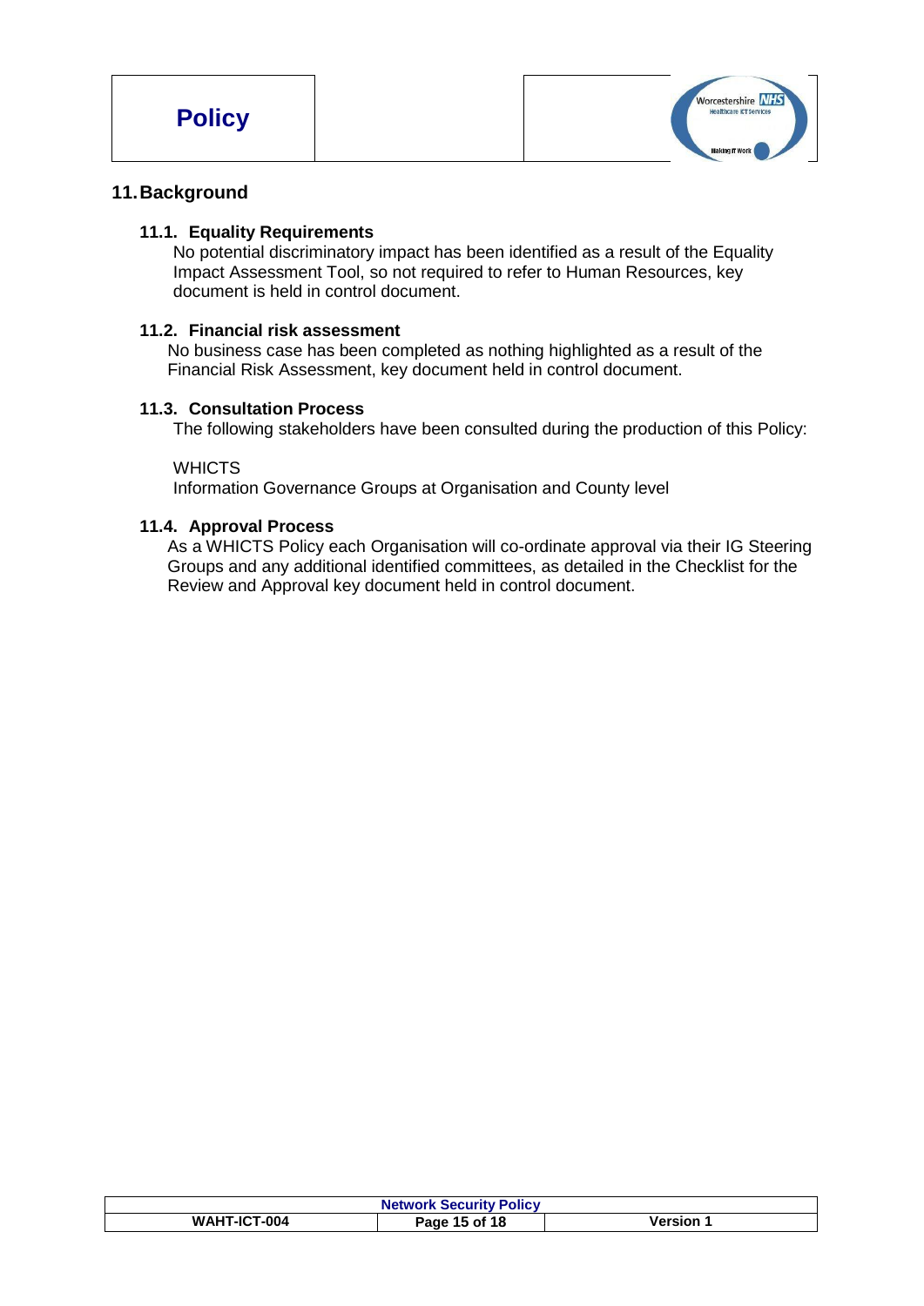## 11. Background

### 11.1. Equality Requirements

No potential discriminatory impact has been identified as a result of the Equality Impact Assessment Tool, so not required to refer to Human Resources, key document is held in control document.

### 11.2. Financial risk assessment

No business case has been completed as nothing highlighted as a result of the Financial Risk Assessment, key document held in control document.

### 11.3. Consultation Process

The following stakeholders have been consulted during the production of this Policy:

WHICTS
Information Governance Groups at Organisation and County level

### 11.4. Approval Process

As a WHICTS Policy each Organisation will co-ordinate approval via their IG Steering Groups and any additional identified committees, as detailed in the Checklist for the Review and Approval key document held in control document.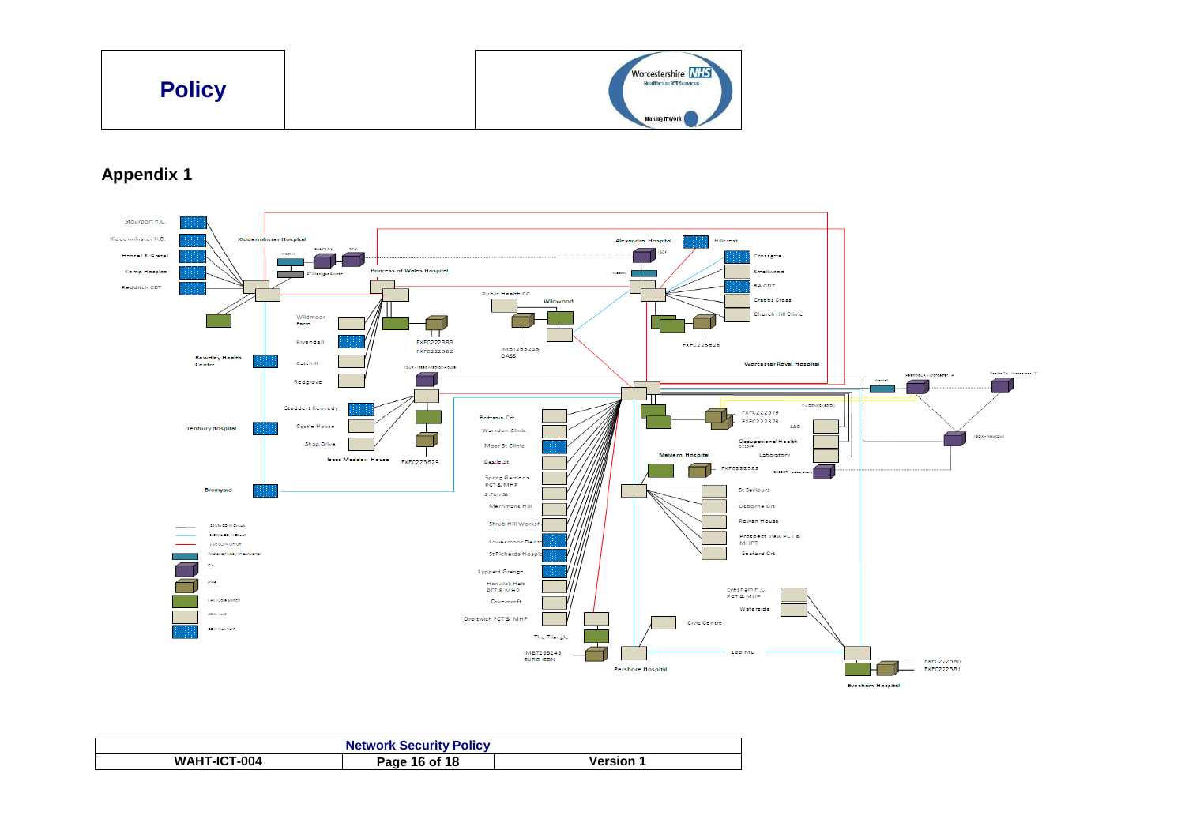# Appendix 1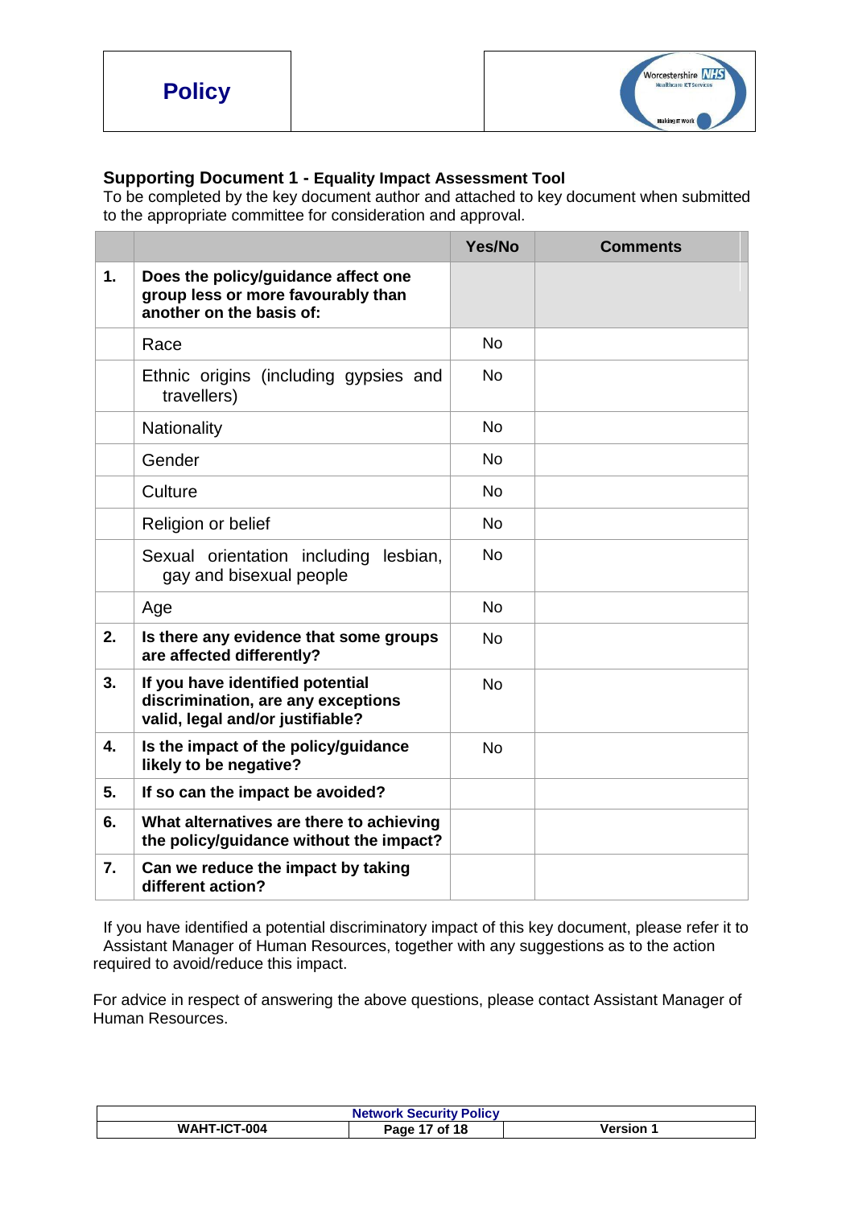## Supporting Document 1 - Equality Impact Assessment Tool

To be completed by the key document author and attached to key document when submitted to the appropriate committee for consideration and approval.

| | | Yes/No | Comments |
|---|---|---|---|
| **1.** | **Does the policy/guidance affect one group less or more favourably than another on the basis of:** | | |
| | Race | No | |
| | Ethnic origins (including gypsies and travellers) | No | |
| | Nationality | No | |
| | Gender | No | |
| | Culture | No | |
| | Religion or belief | No | |
| | Sexual orientation including lesbian, gay and bisexual people | No | |
| | Age | No | |
| **2.** | **Is there any evidence that some groups are affected differently?** | No | |
| **3.** | **If you have identified potential discrimination, are any exceptions valid, legal and/or justifiable?** | No | |
| **4.** | **Is the impact of the policy/guidance likely to be negative?** | No | |
| **5.** | **If so can the impact be avoided?** | | |
| **6.** | **What alternatives are there to achieving the policy/guidance without the impact?** | | |
| **7.** | **Can we reduce the impact by taking different action?** | | |

If you have identified a potential discriminatory impact of this key document, please refer it to Assistant Manager of Human Resources, together with any suggestions as to the action required to avoid/reduce this impact.

For advice in respect of answering the above questions, please contact Assistant Manager of Human Resources.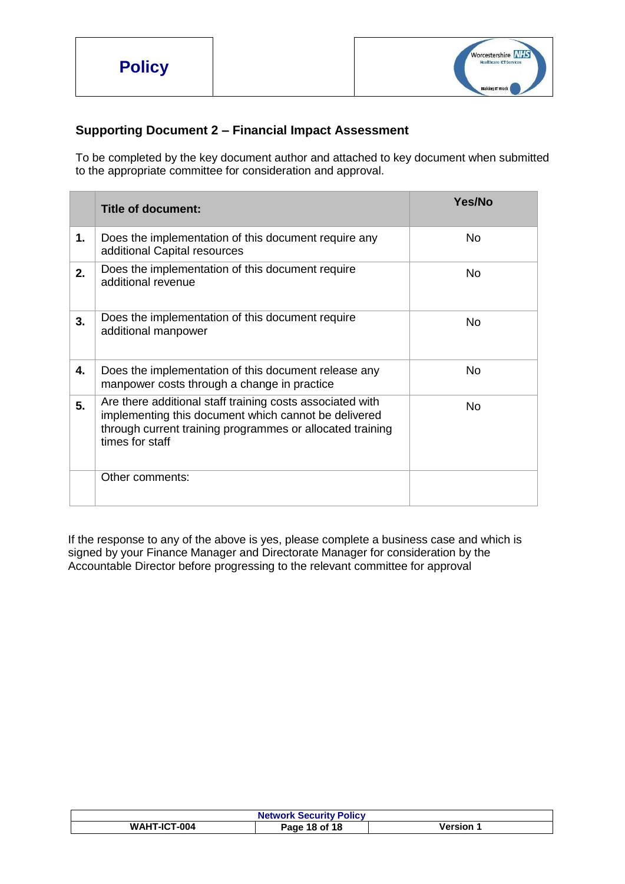## Supporting Document 2 – Financial Impact Assessment

To be completed by the key document author and attached to key document when submitted to the appropriate committee for consideration and approval.

| | Title of document: | Yes/No |
|---|---|---|
| **1.** | Does the implementation of this document require any additional Capital resources | No |
| **2.** | Does the implementation of this document require additional revenue | No |
| **3.** | Does the implementation of this document require additional manpower | No |
| **4.** | Does the implementation of this document release any manpower costs through a change in practice | No |
| **5.** | Are there additional staff training costs associated with implementing this document which cannot be delivered through current training programmes or allocated training times for staff | No |
| | Other comments: | |

If the response to any of the above is yes, please complete a business case and which is signed by your Finance Manager and Directorate Manager for consideration by the Accountable Director before progressing to the relevant committee for approval